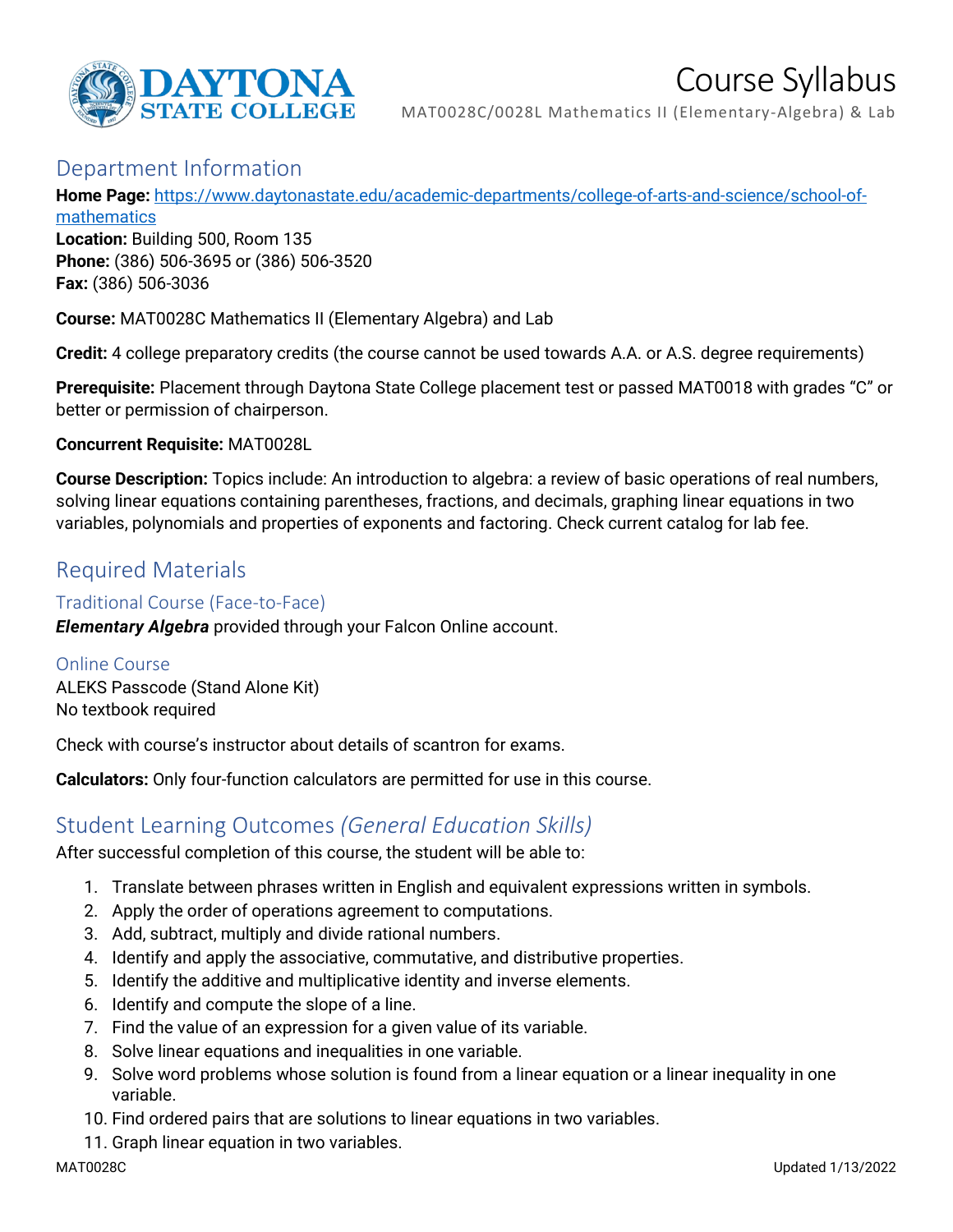# Course Syllabus

MAT0028C/0028L Mathematics II (Elementary-Algebra) & Lab

## Department Information

**Home Page:** [https://www.daytonastate.edu/academic-departments/college-of-arts-and-science/school-of-mathematics](https://www.daytonastate.edu/academic-departments/college-of-arts-and-science/school-of-mathematics)
**Location:** Building 500, Room 135
**Phone:** (386) 506-3695 or (386) 506-3520
**Fax:** (386) 506-3036

**Course:** MAT0028C Mathematics II (Elementary Algebra) and Lab

**Credit:** 4 college preparatory credits (the course cannot be used towards A.A. or A.S. degree requirements)

**Prerequisite:** Placement through Daytona State College placement test or passed MAT0018 with grades "C" or better or permission of chairperson.

**Concurrent Requisite:** MAT0028L

**Course Description:** Topics include: An introduction to algebra: a review of basic operations of real numbers, solving linear equations containing parentheses, fractions, and decimals, graphing linear equations in two variables, polynomials and properties of exponents and factoring. Check current catalog for lab fee.

## Required Materials

### Traditional Course (Face-to-Face)

***Elementary Algebra*** provided through your Falcon Online account.

### Online Course

ALEKS Passcode (Stand Alone Kit)
No textbook required

Check with course's instructor about details of scantron for exams.

**Calculators:** Only four-function calculators are permitted for use in this course.

## Student Learning Outcomes *(General Education Skills)*

After successful completion of this course, the student will be able to:

1. Translate between phrases written in English and equivalent expressions written in symbols.
2. Apply the order of operations agreement to computations.
3. Add, subtract, multiply and divide rational numbers.
4. Identify and apply the associative, commutative, and distributive properties.
5. Identify the additive and multiplicative identity and inverse elements.
6. Identify and compute the slope of a line.
7. Find the value of an expression for a given value of its variable.
8. Solve linear equations and inequalities in one variable.
9. Solve word problems whose solution is found from a linear equation or a linear inequality in one variable.
10. Find ordered pairs that are solutions to linear equations in two variables.
11. Graph linear equation in two variables.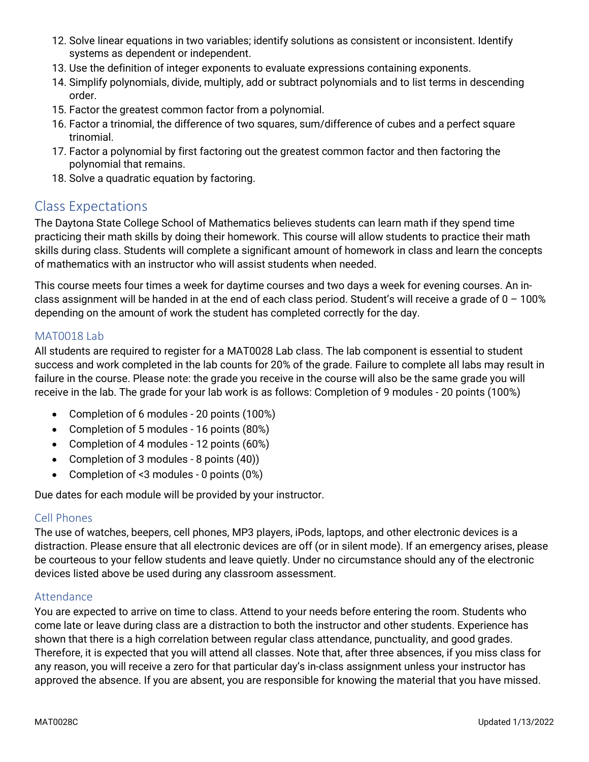12. Solve linear equations in two variables; identify solutions as consistent or inconsistent. Identify systems as dependent or independent.
13. Use the definition of integer exponents to evaluate expressions containing exponents.
14. Simplify polynomials, divide, multiply, add or subtract polynomials and to list terms in descending order.
15. Factor the greatest common factor from a polynomial.
16. Factor a trinomial, the difference of two squares, sum/difference of cubes and a perfect square trinomial.
17. Factor a polynomial by first factoring out the greatest common factor and then factoring the polynomial that remains.
18. Solve a quadratic equation by factoring.

## Class Expectations

The Daytona State College School of Mathematics believes students can learn math if they spend time practicing their math skills by doing their homework. This course will allow students to practice their math skills during class. Students will complete a significant amount of homework in class and learn the concepts of mathematics with an instructor who will assist students when needed.

This course meets four times a week for daytime courses and two days a week for evening courses. An in-class assignment will be handed in at the end of each class period. Student's will receive a grade of 0 – 100% depending on the amount of work the student has completed correctly for the day.

### MAT0018 Lab

All students are required to register for a MAT0028 Lab class. The lab component is essential to student success and work completed in the lab counts for 20% of the grade. Failure to complete all labs may result in failure in the course. Please note: the grade you receive in the course will also be the same grade you will receive in the lab. The grade for your lab work is as follows: Completion of 9 modules - 20 points (100%)

- Completion of 6 modules - 20 points (100%)
- Completion of 5 modules - 16 points (80%)
- Completion of 4 modules - 12 points (60%)
- Completion of 3 modules - 8 points (40))
- Completion of <3 modules - 0 points (0%)

Due dates for each module will be provided by your instructor.

### Cell Phones

The use of watches, beepers, cell phones, MP3 players, iPods, laptops, and other electronic devices is a distraction. Please ensure that all electronic devices are off (or in silent mode). If an emergency arises, please be courteous to your fellow students and leave quietly. Under no circumstance should any of the electronic devices listed above be used during any classroom assessment.

### Attendance

You are expected to arrive on time to class. Attend to your needs before entering the room. Students who come late or leave during class are a distraction to both the instructor and other students. Experience has shown that there is a high correlation between regular class attendance, punctuality, and good grades. Therefore, it is expected that you will attend all classes. Note that, after three absences, if you miss class for any reason, you will receive a zero for that particular day's in-class assignment unless your instructor has approved the absence. If you are absent, you are responsible for knowing the material that you have missed.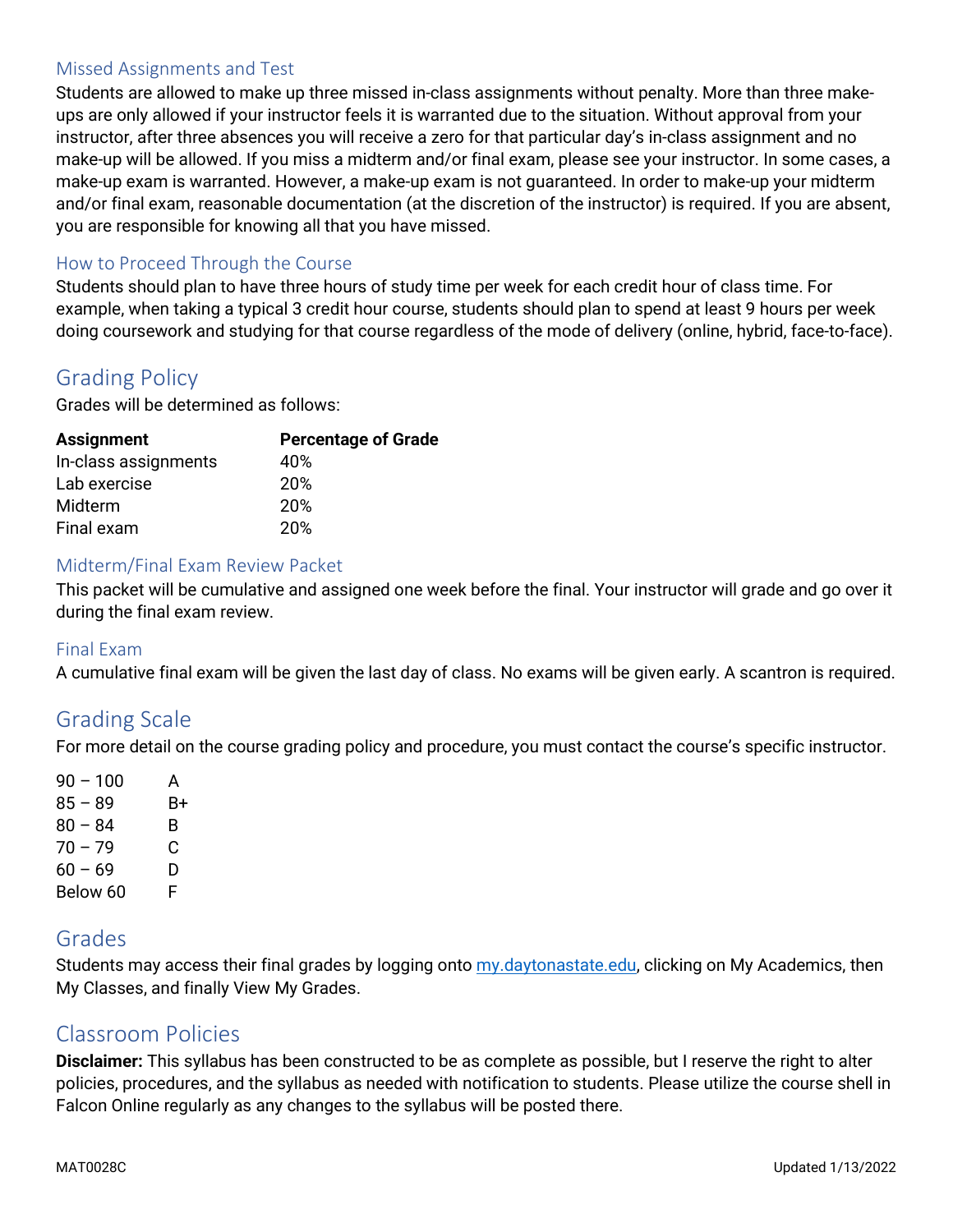### Missed Assignments and Test

Students are allowed to make up three missed in-class assignments without penalty. More than three make-ups are only allowed if your instructor feels it is warranted due to the situation. Without approval from your instructor, after three absences you will receive a zero for that particular day's in-class assignment and no make-up will be allowed. If you miss a midterm and/or final exam, please see your instructor. In some cases, a make-up exam is warranted. However, a make-up exam is not guaranteed. In order to make-up your midterm and/or final exam, reasonable documentation (at the discretion of the instructor) is required. If you are absent, you are responsible for knowing all that you have missed.

### How to Proceed Through the Course

Students should plan to have three hours of study time per week for each credit hour of class time. For example, when taking a typical 3 credit hour course, students should plan to spend at least 9 hours per week doing coursework and studying for that course regardless of the mode of delivery (online, hybrid, face-to-face).

## Grading Policy

Grades will be determined as follows:

| Assignment | Percentage of Grade |
|---|---|
| In-class assignments | 40% |
| Lab exercise | 20% |
| Midterm | 20% |
| Final exam | 20% |

### Midterm/Final Exam Review Packet

This packet will be cumulative and assigned one week before the final. Your instructor will grade and go over it during the final exam review.

### Final Exam

A cumulative final exam will be given the last day of class. No exams will be given early. A scantron is required.

## Grading Scale

For more detail on the course grading policy and procedure, you must contact the course's specific instructor.

| | |
|---|---|
| 90 – 100 | A |
| 85 – 89 | B+ |
| 80 – 84 | B |
| 70 – 79 | C |
| 60 – 69 | D |
| Below 60 | F |

## Grades

Students may access their final grades by logging onto my.daytonastate.edu, clicking on My Academics, then My Classes, and finally View My Grades.

## Classroom Policies

**Disclaimer:** This syllabus has been constructed to be as complete as possible, but I reserve the right to alter policies, procedures, and the syllabus as needed with notification to students. Please utilize the course shell in Falcon Online regularly as any changes to the syllabus will be posted there.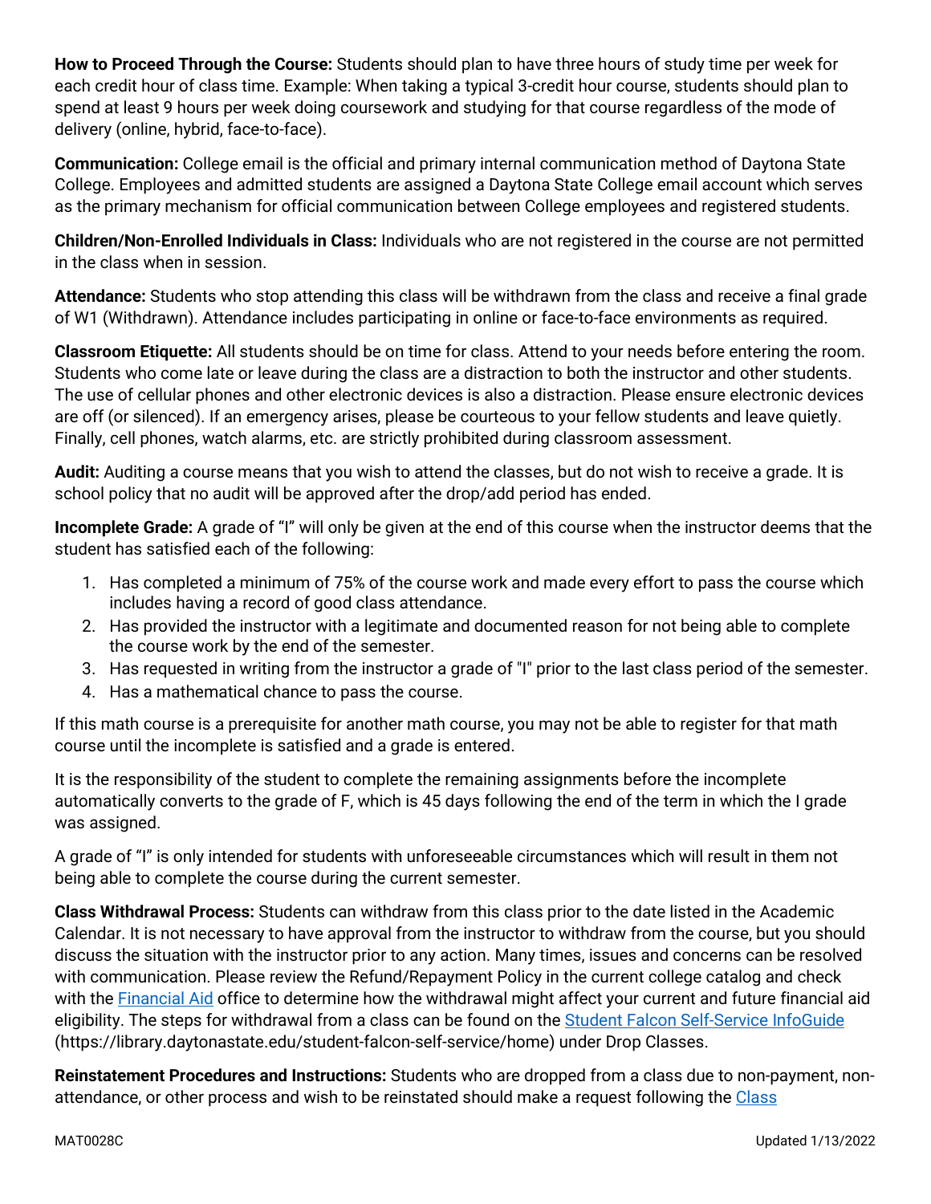**How to Proceed Through the Course:** Students should plan to have three hours of study time per week for each credit hour of class time. Example: When taking a typical 3-credit hour course, students should plan to spend at least 9 hours per week doing coursework and studying for that course regardless of the mode of delivery (online, hybrid, face-to-face).

**Communication:** College email is the official and primary internal communication method of Daytona State College. Employees and admitted students are assigned a Daytona State College email account which serves as the primary mechanism for official communication between College employees and registered students.

**Children/Non-Enrolled Individuals in Class:** Individuals who are not registered in the course are not permitted in the class when in session.

**Attendance:** Students who stop attending this class will be withdrawn from the class and receive a final grade of W1 (Withdrawn). Attendance includes participating in online or face-to-face environments as required.

**Classroom Etiquette:** All students should be on time for class. Attend to your needs before entering the room. Students who come late or leave during the class are a distraction to both the instructor and other students. The use of cellular phones and other electronic devices is also a distraction. Please ensure electronic devices are off (or silenced). If an emergency arises, please be courteous to your fellow students and leave quietly. Finally, cell phones, watch alarms, etc. are strictly prohibited during classroom assessment.

**Audit:** Auditing a course means that you wish to attend the classes, but do not wish to receive a grade. It is school policy that no audit will be approved after the drop/add period has ended.

**Incomplete Grade:** A grade of "I" will only be given at the end of this course when the instructor deems that the student has satisfied each of the following:

1. Has completed a minimum of 75% of the course work and made every effort to pass the course which includes having a record of good class attendance.
2. Has provided the instructor with a legitimate and documented reason for not being able to complete the course work by the end of the semester.
3. Has requested in writing from the instructor a grade of "I" prior to the last class period of the semester.
4. Has a mathematical chance to pass the course.

If this math course is a prerequisite for another math course, you may not be able to register for that math course until the incomplete is satisfied and a grade is entered.

It is the responsibility of the student to complete the remaining assignments before the incomplete automatically converts to the grade of F, which is 45 days following the end of the term in which the I grade was assigned.

A grade of "I" is only intended for students with unforeseeable circumstances which will result in them not being able to complete the course during the current semester.

**Class Withdrawal Process:** Students can withdraw from this class prior to the date listed in the Academic Calendar. It is not necessary to have approval from the instructor to withdraw from the course, but you should discuss the situation with the instructor prior to any action. Many times, issues and concerns can be resolved with communication. Please review the Refund/Repayment Policy in the current college catalog and check with the Financial Aid office to determine how the withdrawal might affect your current and future financial aid eligibility. The steps for withdrawal from a class can be found on the Student Falcon Self-Service InfoGuide (https://library.daytonastate.edu/student-falcon-self-service/home) under Drop Classes.

**Reinstatement Procedures and Instructions:** Students who are dropped from a class due to non-payment, non-attendance, or other process and wish to be reinstated should make a request following the Class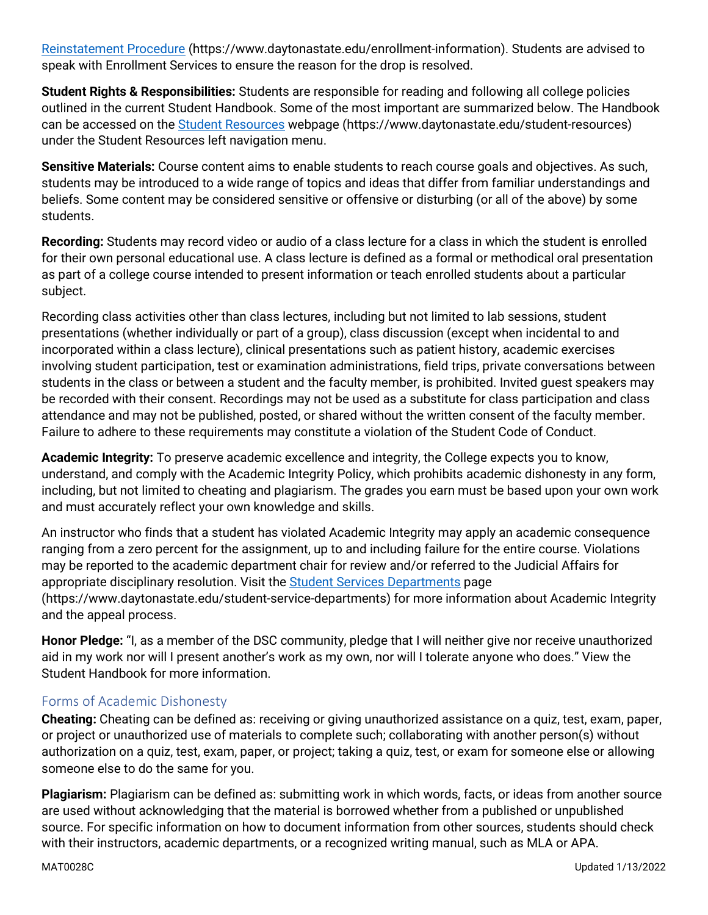[Reinstatement Procedure](https://www.daytonastate.edu/enrollment-information) (https://www.daytonastate.edu/enrollment-information). Students are advised to speak with Enrollment Services to ensure the reason for the drop is resolved.

**Student Rights & Responsibilities:** Students are responsible for reading and following all college policies outlined in the current Student Handbook. Some of the most important are summarized below. The Handbook can be accessed on the [Student Resources](https://www.daytonastate.edu/student-resources) webpage (https://www.daytonastate.edu/student-resources) under the Student Resources left navigation menu.

**Sensitive Materials:** Course content aims to enable students to reach course goals and objectives. As such, students may be introduced to a wide range of topics and ideas that differ from familiar understandings and beliefs. Some content may be considered sensitive or offensive or disturbing (or all of the above) by some students.

**Recording:** Students may record video or audio of a class lecture for a class in which the student is enrolled for their own personal educational use. A class lecture is defined as a formal or methodical oral presentation as part of a college course intended to present information or teach enrolled students about a particular subject.

Recording class activities other than class lectures, including but not limited to lab sessions, student presentations (whether individually or part of a group), class discussion (except when incidental to and incorporated within a class lecture), clinical presentations such as patient history, academic exercises involving student participation, test or examination administrations, field trips, private conversations between students in the class or between a student and the faculty member, is prohibited. Invited guest speakers may be recorded with their consent. Recordings may not be used as a substitute for class participation and class attendance and may not be published, posted, or shared without the written consent of the faculty member. Failure to adhere to these requirements may constitute a violation of the Student Code of Conduct.

**Academic Integrity:** To preserve academic excellence and integrity, the College expects you to know, understand, and comply with the Academic Integrity Policy, which prohibits academic dishonesty in any form, including, but not limited to cheating and plagiarism. The grades you earn must be based upon your own work and must accurately reflect your own knowledge and skills.

An instructor who finds that a student has violated Academic Integrity may apply an academic consequence ranging from a zero percent for the assignment, up to and including failure for the entire course. Violations may be reported to the academic department chair for review and/or referred to the Judicial Affairs for appropriate disciplinary resolution. Visit the [Student Services Departments](https://www.daytonastate.edu/student-service-departments) page (https://www.daytonastate.edu/student-service-departments) for more information about Academic Integrity and the appeal process.

**Honor Pledge:** "I, as a member of the DSC community, pledge that I will neither give nor receive unauthorized aid in my work nor will I present another's work as my own, nor will I tolerate anyone who does." View the Student Handbook for more information.

## Forms of Academic Dishonesty

**Cheating:** Cheating can be defined as: receiving or giving unauthorized assistance on a quiz, test, exam, paper, or project or unauthorized use of materials to complete such; collaborating with another person(s) without authorization on a quiz, test, exam, paper, or project; taking a quiz, test, or exam for someone else or allowing someone else to do the same for you.

**Plagiarism:** Plagiarism can be defined as: submitting work in which words, facts, or ideas from another source are used without acknowledging that the material is borrowed whether from a published or unpublished source. For specific information on how to document information from other sources, students should check with their instructors, academic departments, or a recognized writing manual, such as MLA or APA.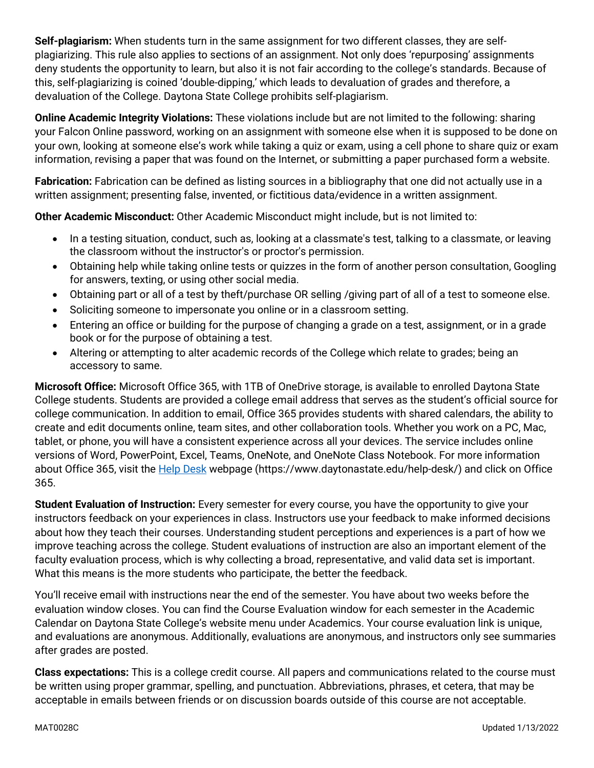**Self-plagiarism:** When students turn in the same assignment for two different classes, they are self-plagiarizing. This rule also applies to sections of an assignment. Not only does 'repurposing' assignments deny students the opportunity to learn, but also it is not fair according to the college's standards. Because of this, self-plagiarizing is coined 'double-dipping,' which leads to devaluation of grades and therefore, a devaluation of the College. Daytona State College prohibits self-plagiarism.

**Online Academic Integrity Violations:** These violations include but are not limited to the following: sharing your Falcon Online password, working on an assignment with someone else when it is supposed to be done on your own, looking at someone else's work while taking a quiz or exam, using a cell phone to share quiz or exam information, revising a paper that was found on the Internet, or submitting a paper purchased form a website.

**Fabrication:** Fabrication can be defined as listing sources in a bibliography that one did not actually use in a written assignment; presenting false, invented, or fictitious data/evidence in a written assignment.

**Other Academic Misconduct:** Other Academic Misconduct might include, but is not limited to:

- In a testing situation, conduct, such as, looking at a classmate's test, talking to a classmate, or leaving the classroom without the instructor's or proctor's permission.
- Obtaining help while taking online tests or quizzes in the form of another person consultation, Googling for answers, texting, or using other social media.
- Obtaining part or all of a test by theft/purchase OR selling /giving part of all of a test to someone else.
- Soliciting someone to impersonate you online or in a classroom setting.
- Entering an office or building for the purpose of changing a grade on a test, assignment, or in a grade book or for the purpose of obtaining a test.
- Altering or attempting to alter academic records of the College which relate to grades; being an accessory to same.

**Microsoft Office:** Microsoft Office 365, with 1TB of OneDrive storage, is available to enrolled Daytona State College students. Students are provided a college email address that serves as the student's official source for college communication. In addition to email, Office 365 provides students with shared calendars, the ability to create and edit documents online, team sites, and other collaboration tools. Whether you work on a PC, Mac, tablet, or phone, you will have a consistent experience across all your devices. The service includes online versions of Word, PowerPoint, Excel, Teams, OneNote, and OneNote Class Notebook. For more information about Office 365, visit the [Help Desk](https://www.daytonastate.edu/help-desk/) webpage (https://www.daytonastate.edu/help-desk/) and click on Office 365.

**Student Evaluation of Instruction:** Every semester for every course, you have the opportunity to give your instructors feedback on your experiences in class. Instructors use your feedback to make informed decisions about how they teach their courses. Understanding student perceptions and experiences is a part of how we improve teaching across the college. Student evaluations of instruction are also an important element of the faculty evaluation process, which is why collecting a broad, representative, and valid data set is important. What this means is the more students who participate, the better the feedback.

You'll receive email with instructions near the end of the semester. You have about two weeks before the evaluation window closes. You can find the Course Evaluation window for each semester in the Academic Calendar on Daytona State College's website menu under Academics. Your course evaluation link is unique, and evaluations are anonymous. Additionally, evaluations are anonymous, and instructors only see summaries after grades are posted.

**Class expectations:** This is a college credit course. All papers and communications related to the course must be written using proper grammar, spelling, and punctuation. Abbreviations, phrases, et cetera, that may be acceptable in emails between friends or on discussion boards outside of this course are not acceptable.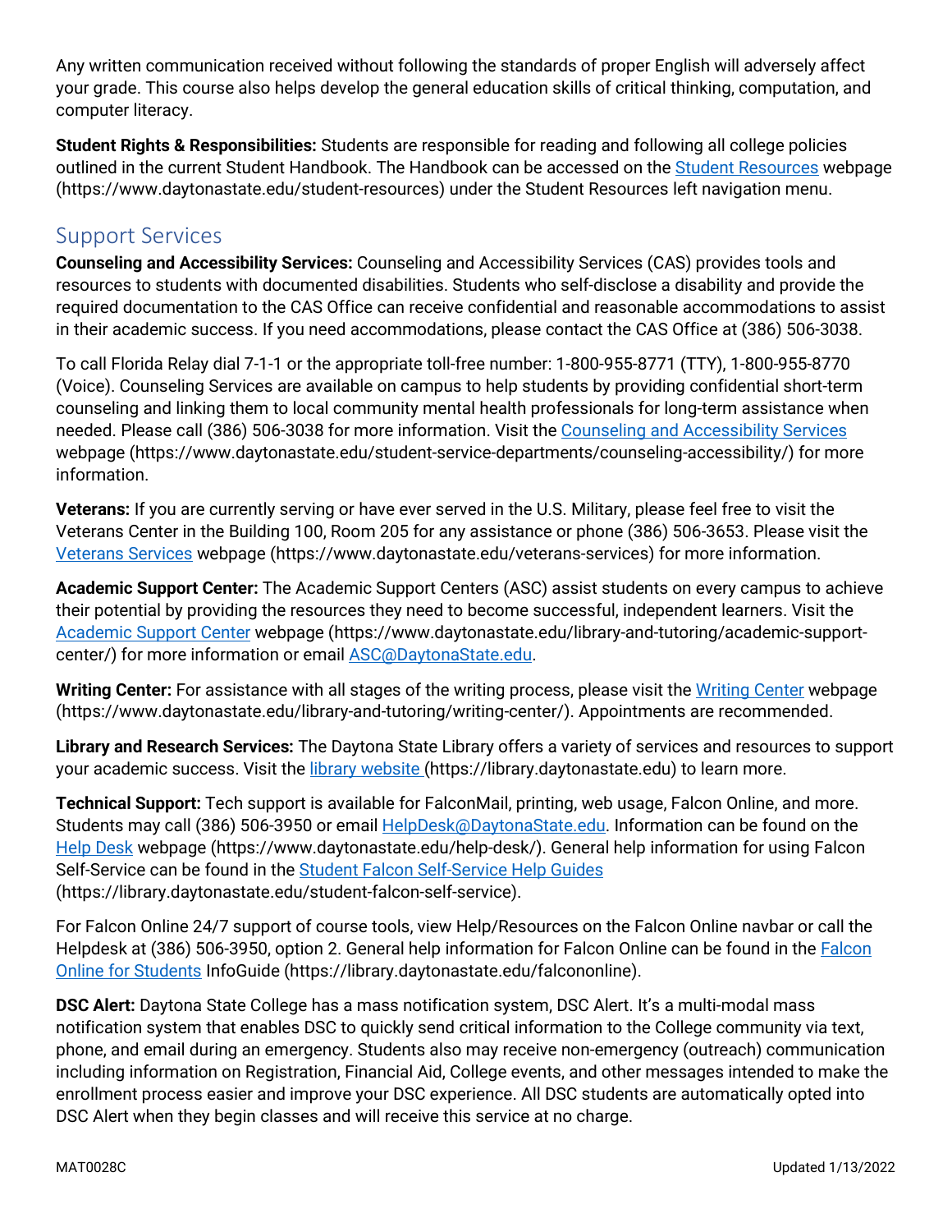Any written communication received without following the standards of proper English will adversely affect your grade. This course also helps develop the general education skills of critical thinking, computation, and computer literacy.

**Student Rights & Responsibilities:** Students are responsible for reading and following all college policies outlined in the current Student Handbook. The Handbook can be accessed on the [Student Resources](https://www.daytonastate.edu/student-resources) webpage (https://www.daytonastate.edu/student-resources) under the Student Resources left navigation menu.

## Support Services

**Counseling and Accessibility Services:** Counseling and Accessibility Services (CAS) provides tools and resources to students with documented disabilities. Students who self-disclose a disability and provide the required documentation to the CAS Office can receive confidential and reasonable accommodations to assist in their academic success. If you need accommodations, please contact the CAS Office at (386) 506-3038.

To call Florida Relay dial 7-1-1 or the appropriate toll-free number: 1-800-955-8771 (TTY), 1-800-955-8770 (Voice). Counseling Services are available on campus to help students by providing confidential short-term counseling and linking them to local community mental health professionals for long-term assistance when needed. Please call (386) 506-3038 for more information. Visit the [Counseling and Accessibility Services](https://www.daytonastate.edu/student-service-departments/counseling-accessibility/) webpage (https://www.daytonastate.edu/student-service-departments/counseling-accessibility/) for more information.

**Veterans:** If you are currently serving or have ever served in the U.S. Military, please feel free to visit the Veterans Center in the Building 100, Room 205 for any assistance or phone (386) 506-3653. Please visit the [Veterans Services](https://www.daytonastate.edu/veterans-services) webpage (https://www.daytonastate.edu/veterans-services) for more information.

**Academic Support Center:** The Academic Support Centers (ASC) assist students on every campus to achieve their potential by providing the resources they need to become successful, independent learners. Visit the [Academic Support Center](https://www.daytonastate.edu/library-and-tutoring/academic-support-center/) webpage (https://www.daytonastate.edu/library-and-tutoring/academic-support-center/) for more information or email [ASC@DaytonaState.edu](mailto:ASC@DaytonaState.edu).

**Writing Center:** For assistance with all stages of the writing process, please visit the [Writing Center](https://www.daytonastate.edu/library-and-tutoring/writing-center/) webpage (https://www.daytonastate.edu/library-and-tutoring/writing-center/). Appointments are recommended.

**Library and Research Services:** The Daytona State Library offers a variety of services and resources to support your academic success. Visit the [library website](https://library.daytonastate.edu) (https://library.daytonastate.edu) to learn more.

**Technical Support:** Tech support is available for FalconMail, printing, web usage, Falcon Online, and more. Students may call (386) 506-3950 or email [HelpDesk@DaytonaState.edu](mailto:HelpDesk@DaytonaState.edu). Information can be found on the [Help Desk](https://www.daytonastate.edu/help-desk/) webpage (https://www.daytonastate.edu/help-desk/). General help information for using Falcon Self-Service can be found in the [Student Falcon Self-Service Help Guides](https://library.daytonastate.edu/student-falcon-self-service) (https://library.daytonastate.edu/student-falcon-self-service).

For Falcon Online 24/7 support of course tools, view Help/Resources on the Falcon Online navbar or call the Helpdesk at (386) 506-3950, option 2. General help information for Falcon Online can be found in the [Falcon Online for Students](https://library.daytonastate.edu/falcononline) InfoGuide (https://library.daytonastate.edu/falcononline).

**DSC Alert:** Daytona State College has a mass notification system, DSC Alert. It's a multi-modal mass notification system that enables DSC to quickly send critical information to the College community via text, phone, and email during an emergency. Students also may receive non-emergency (outreach) communication including information on Registration, Financial Aid, College events, and other messages intended to make the enrollment process easier and improve your DSC experience. All DSC students are automatically opted into DSC Alert when they begin classes and will receive this service at no charge.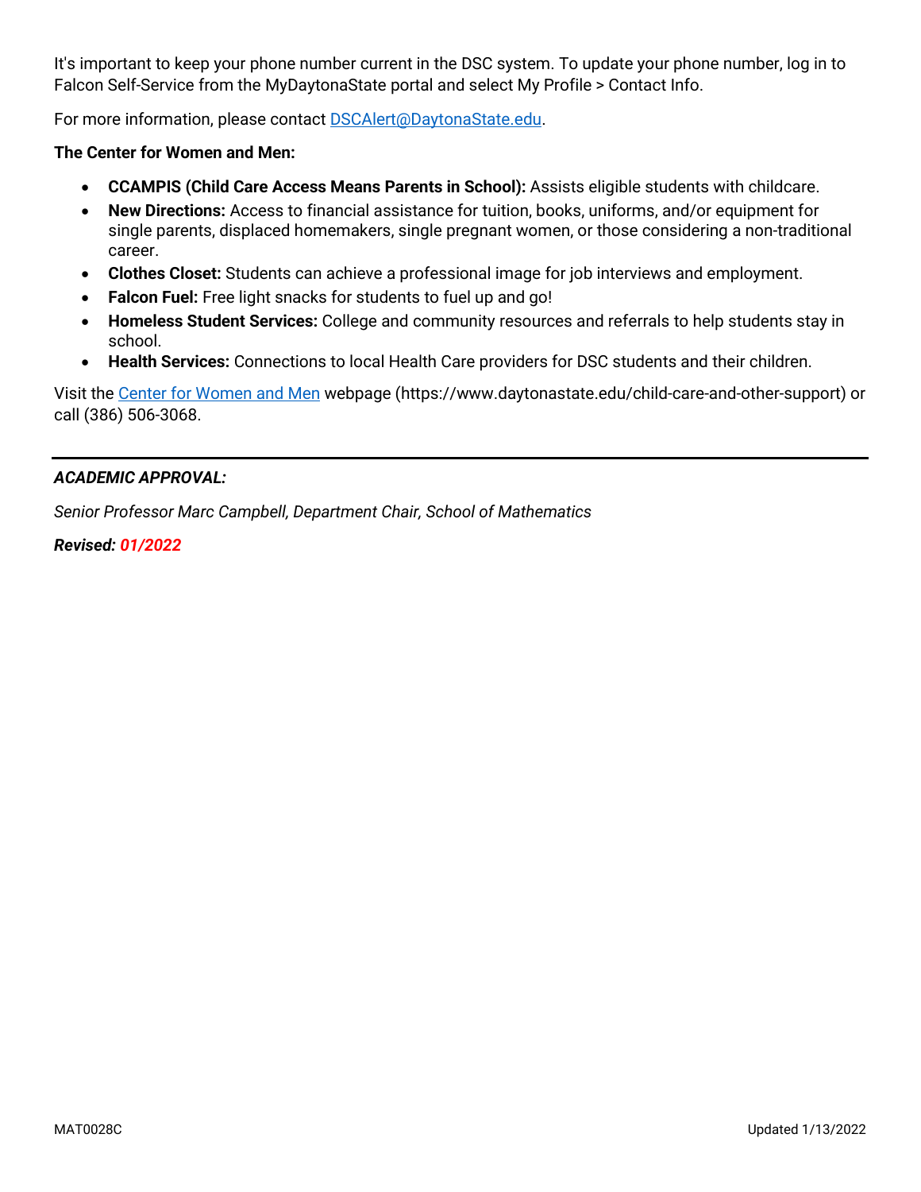It's important to keep your phone number current in the DSC system. To update your phone number, log in to Falcon Self-Service from the MyDaytonaState portal and select My Profile > Contact Info.

For more information, please contact [DSCAlert@DaytonaState.edu](mailto:DSCAlert@DaytonaState.edu).

**The Center for Women and Men:**

- **CCAMPIS (Child Care Access Means Parents in School):** Assists eligible students with childcare.
- **New Directions:** Access to financial assistance for tuition, books, uniforms, and/or equipment for single parents, displaced homemakers, single pregnant women, or those considering a non-traditional career.
- **Clothes Closet:** Students can achieve a professional image for job interviews and employment.
- **Falcon Fuel:** Free light snacks for students to fuel up and go!
- **Homeless Student Services:** College and community resources and referrals to help students stay in school.
- **Health Services:** Connections to local Health Care providers for DSC students and their children.

Visit the [Center for Women and Men](https://www.daytonastate.edu/child-care-and-other-support) webpage (https://www.daytonastate.edu/child-care-and-other-support) or call (386) 506-3068.

---

***ACADEMIC APPROVAL:***

*Senior Professor Marc Campbell, Department Chair, School of Mathematics*

***Revised: 01/2022***